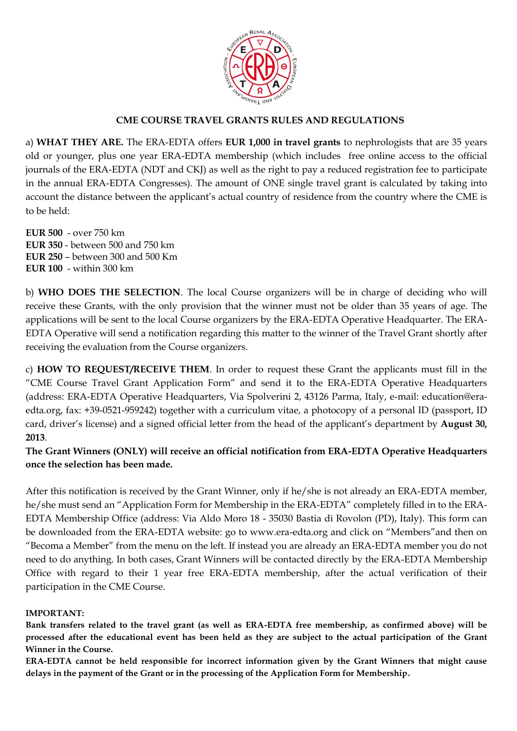## CME COURSE TRAVEL GRANTS RULES AND REGULATIONS

a) **WHAT THEY ARE.** The ERA-EDTA offers **EUR 1,000 in travel grants** to nephrologists that are 35 years old or younger, plus one year ERA-EDTA membership (which includes free online access to the official journals of the ERA-EDTA (NDT and CKJ) as well as the right to pay a reduced registration fee to participate in the annual ERA-EDTA Congresses). The amount of ONE single travel grant is calculated by taking into account the distance between the applicant's actual country of residence from the country where the CME is to be held:

**EUR 500** - over 750 km
**EUR 350** - between 500 and 750 km
**EUR 250** – between 300 and 500 Km
**EUR 100** - within 300 km

b) **WHO DOES THE SELECTION**. The local Course organizers will be in charge of deciding who will receive these Grants, with the only provision that the winner must not be older than 35 years of age. The applications will be sent to the local Course organizers by the ERA-EDTA Operative Headquarter. The ERA-EDTA Operative will send a notification regarding this matter to the winner of the Travel Grant shortly after receiving the evaluation from the Course organizers.

c) **HOW TO REQUEST/RECEIVE THEM**. In order to request these Grant the applicants must fill in the "CME Course Travel Grant Application Form" and send it to the ERA-EDTA Operative Headquarters (address: ERA-EDTA Operative Headquarters, Via Spolverini 2, 43126 Parma, Italy, e-mail: education@era-edta.org, fax: +39-0521-959242) together with a curriculum vitae, a photocopy of a personal ID (passport, ID card, driver's license) and a signed official letter from the head of the applicant's department by **August 30, 2013**.

**The Grant Winners (ONLY) will receive an official notification from ERA-EDTA Operative Headquarters once the selection has been made.**

After this notification is received by the Grant Winner, only if he/she is not already an ERA-EDTA member, he/she must send an "Application Form for Membership in the ERA-EDTA" completely filled in to the ERA-EDTA Membership Office (address: Via Aldo Moro 18 - 35030 Bastia di Rovolon (PD), Italy). This form can be downloaded from the ERA-EDTA website: go to www.era-edta.org and click on "Members"and then on "Becoma a Member" from the menu on the left. If instead you are already an ERA-EDTA member you do not need to do anything. In both cases, Grant Winners will be contacted directly by the ERA-EDTA Membership Office with regard to their 1 year free ERA-EDTA membership, after the actual verification of their participation in the CME Course.

**IMPORTANT:**

**Bank transfers related to the travel grant (as well as ERA-EDTA free membership, as confirmed above) will be processed after the educational event has been held as they are subject to the actual participation of the Grant Winner in the Course.**

**ERA-EDTA cannot be held responsible for incorrect information given by the Grant Winners that might cause delays in the payment of the Grant or in the processing of the Application Form for Membership.**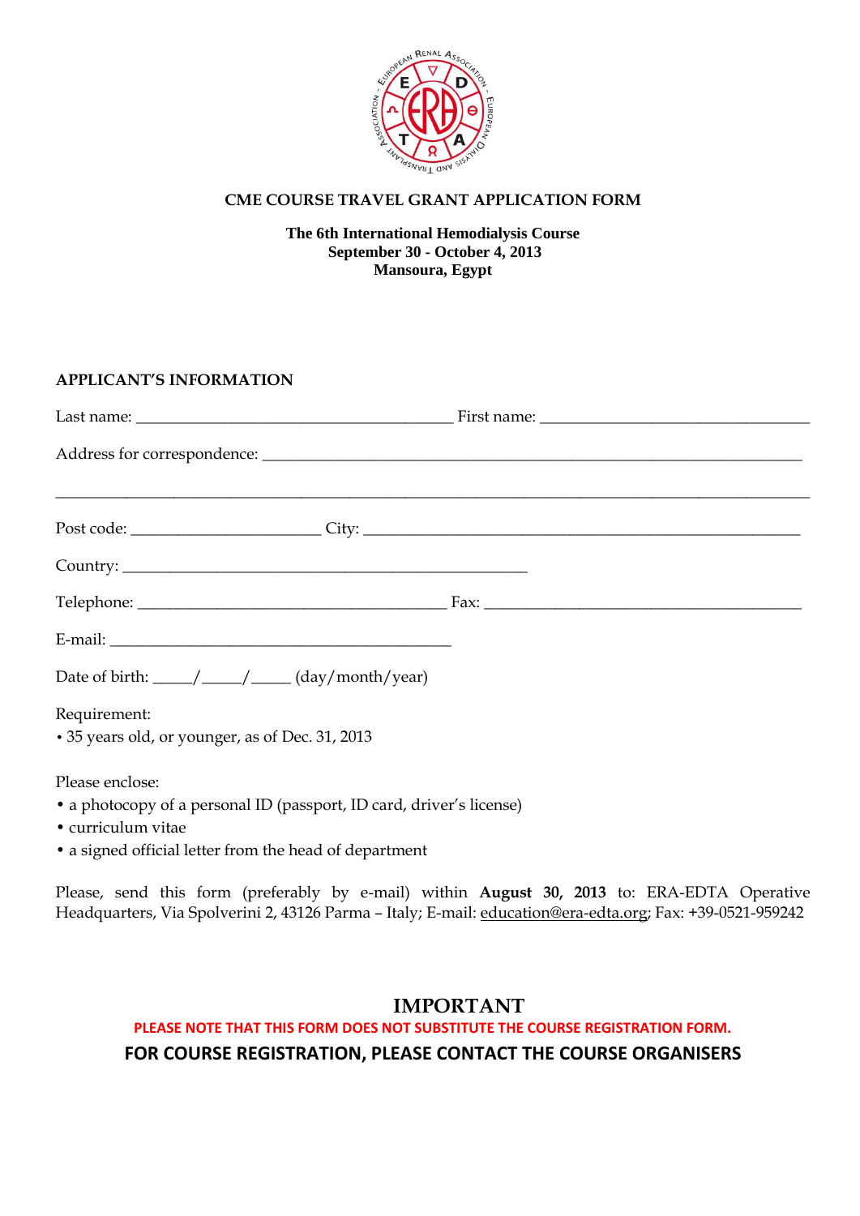## CME COURSE TRAVEL GRANT APPLICATION FORM

**The 6th International Hemodialysis Course**
**September 30 - October 4, 2013**
**Mansoura, Egypt**

### APPLICANT'S INFORMATION

Last name: ________________________________________ First name: __________________________________

Address for correspondence: ____________________________________________________________________

______________________________________________________________________________________________

Post code: ________________________ City: _______________________________________________________

Country: ___________________________________________________

Telephone: _______________________________________ Fax: ________________________________________

E-mail: ___________________________________________

Date of birth: _____/_____/_____ (day/month/year)

Requirement:
• 35 years old, or younger, as of Dec. 31, 2013

Please enclose:
• a photocopy of a personal ID (passport, ID card, driver's license)
• curriculum vitae
• a signed official letter from the head of department

Please, send this form (preferably by e-mail) within **August 30, 2013** to: ERA-EDTA Operative Headquarters, Via Spolverini 2, 43126 Parma – Italy; E-mail: education@era-edta.org; Fax: +39-0521-959242

## IMPORTANT

**PLEASE NOTE THAT THIS FORM DOES NOT SUBSTITUTE THE COURSE REGISTRATION FORM.**

**FOR COURSE REGISTRATION, PLEASE CONTACT THE COURSE ORGANISERS**